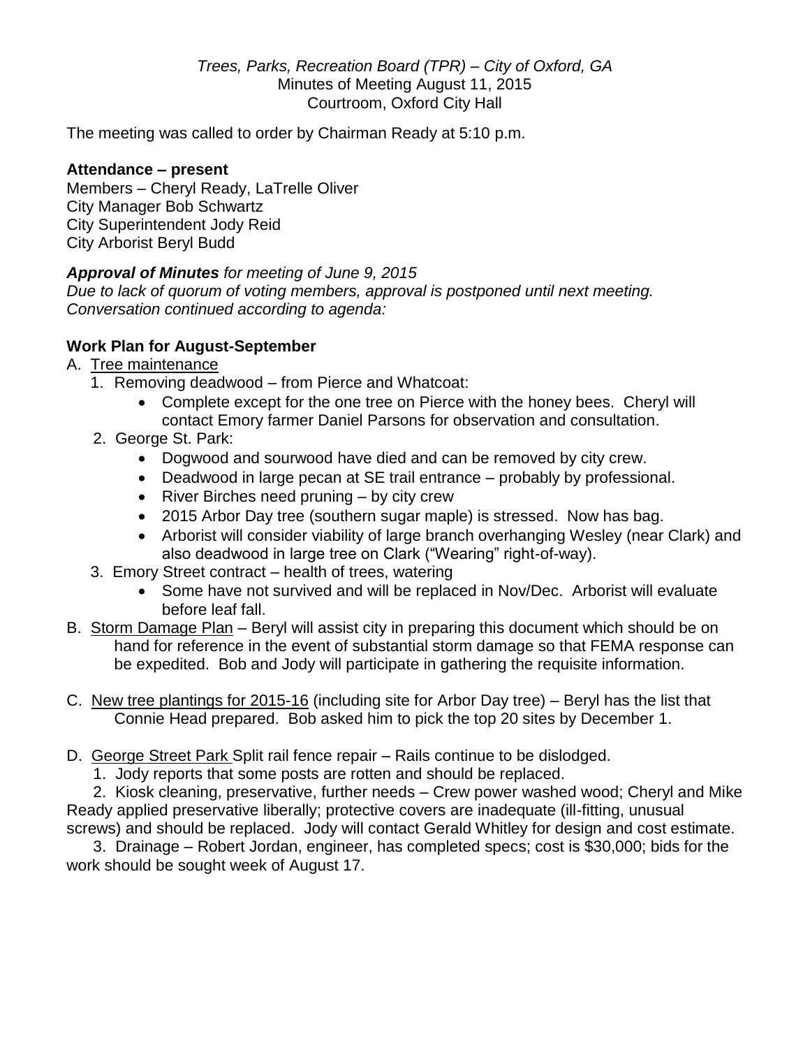*Trees, Parks, Recreation Board (TPR) – City of Oxford, GA*
Minutes of Meeting August 11, 2015
Courtroom, Oxford City Hall

The meeting was called to order by Chairman Ready at 5:10 p.m.

**Attendance – present**
Members – Cheryl Ready, LaTrelle Oliver
City Manager Bob Schwartz
City Superintendent Jody Reid
City Arborist Beryl Budd

***Approval of Minutes*** *for meeting of June 9, 2015*
*Due to lack of quorum of voting members, approval is postponed until next meeting. Conversation continued according to agenda:*

**Work Plan for August-September**

A. <u>Tree maintenance</u>
   1. Removing deadwood – from Pierce and Whatcoat:
      - Complete except for the one tree on Pierce with the honey bees. Cheryl will contact Emory farmer Daniel Parsons for observation and consultation.
   2. George St. Park:
      - Dogwood and sourwood have died and can be removed by city crew.
      - Deadwood in large pecan at SE trail entrance – probably by professional.
      - River Birches need pruning – by city crew
      - 2015 Arbor Day tree (southern sugar maple) is stressed. Now has bag.
      - Arborist will consider viability of large branch overhanging Wesley (near Clark) and also deadwood in large tree on Clark ("Wearing" right-of-way).
   3. Emory Street contract – health of trees, watering
      - Some have not survived and will be replaced in Nov/Dec. Arborist will evaluate before leaf fall.

B. <u>Storm Damage Plan</u> – Beryl will assist city in preparing this document which should be on hand for reference in the event of substantial storm damage so that FEMA response can be expedited. Bob and Jody will participate in gathering the requisite information.

C. <u>New tree plantings for 2015-16</u> (including site for Arbor Day tree) – Beryl has the list that Connie Head prepared. Bob asked him to pick the top 20 sites by December 1.

D. <u>George Street Park</u> Split rail fence repair – Rails continue to be dislodged.
   1. Jody reports that some posts are rotten and should be replaced.
   2. Kiosk cleaning, preservative, further needs – Crew power washed wood; Cheryl and Mike Ready applied preservative liberally; protective covers are inadequate (ill-fitting, unusual screws) and should be replaced. Jody will contact Gerald Whitley for design and cost estimate.
   3. Drainage – Robert Jordan, engineer, has completed specs; cost is $30,000; bids for the work should be sought week of August 17.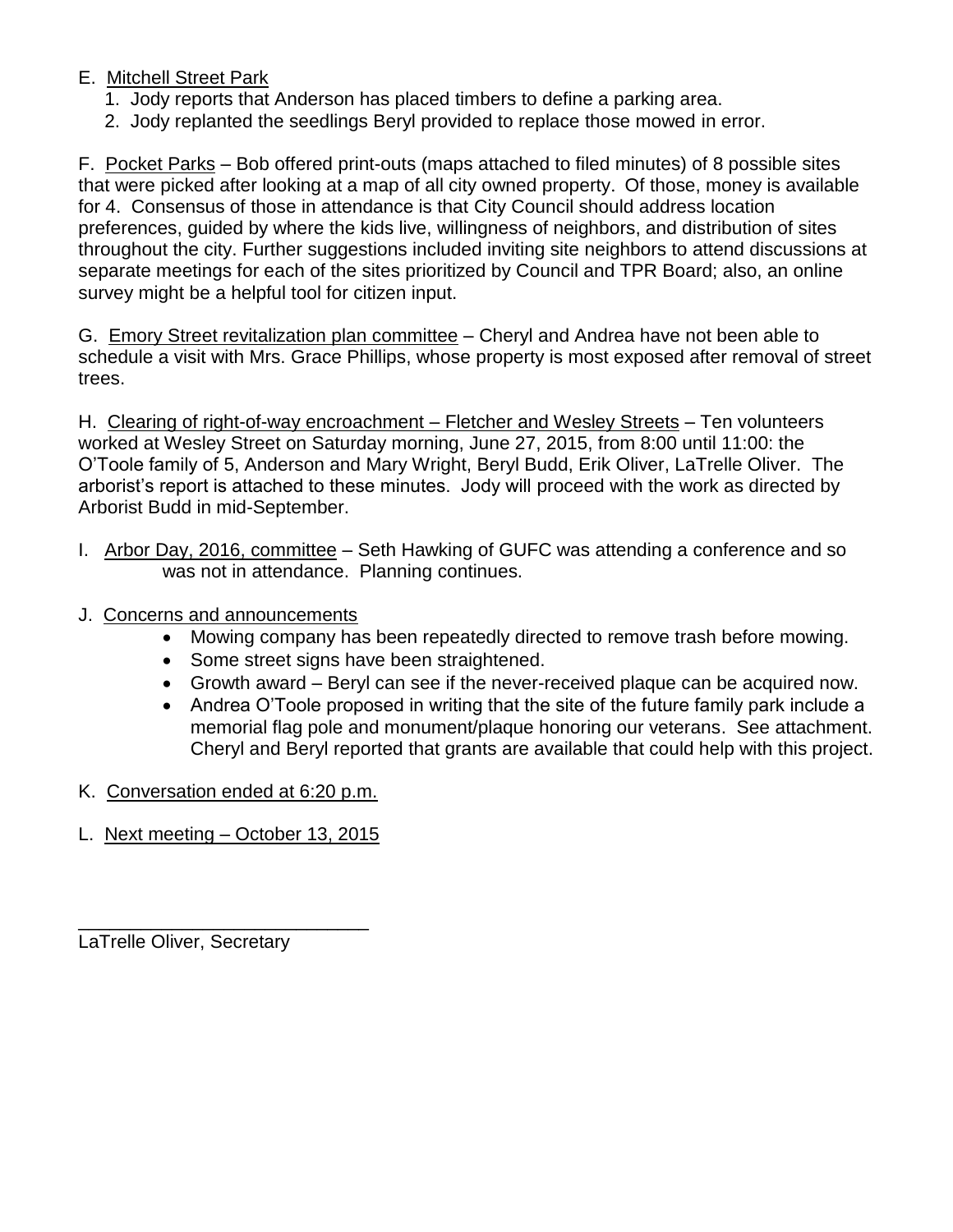E. Mitchell Street Park

1. Jody reports that Anderson has placed timbers to define a parking area.
2. Jody replanted the seedlings Beryl provided to replace those mowed in error.

F. Pocket Parks – Bob offered print-outs (maps attached to filed minutes) of 8 possible sites that were picked after looking at a map of all city owned property. Of those, money is available for 4. Consensus of those in attendance is that City Council should address location preferences, guided by where the kids live, willingness of neighbors, and distribution of sites throughout the city. Further suggestions included inviting site neighbors to attend discussions at separate meetings for each of the sites prioritized by Council and TPR Board; also, an online survey might be a helpful tool for citizen input.

G. Emory Street revitalization plan committee – Cheryl and Andrea have not been able to schedule a visit with Mrs. Grace Phillips, whose property is most exposed after removal of street trees.

H. Clearing of right-of-way encroachment – Fletcher and Wesley Streets – Ten volunteers worked at Wesley Street on Saturday morning, June 27, 2015, from 8:00 until 11:00: the O'Toole family of 5, Anderson and Mary Wright, Beryl Budd, Erik Oliver, LaTrelle Oliver. The arborist's report is attached to these minutes. Jody will proceed with the work as directed by Arborist Budd in mid-September.

I. Arbor Day, 2016, committee – Seth Hawking of GUFC was attending a conference and so was not in attendance. Planning continues.

J. Concerns and announcements

- Mowing company has been repeatedly directed to remove trash before mowing.
- Some street signs have been straightened.
- Growth award – Beryl can see if the never-received plaque can be acquired now.
- Andrea O'Toole proposed in writing that the site of the future family park include a memorial flag pole and monument/plaque honoring our veterans. See attachment. Cheryl and Beryl reported that grants are available that could help with this project.

K. Conversation ended at 6:20 p.m.

L. Next meeting – October 13, 2015

\_\_\_\_\_\_\_\_\_\_\_\_\_\_\_\_\_\_\_\_\_\_\_\_\_\_\_\_

LaTrelle Oliver, Secretary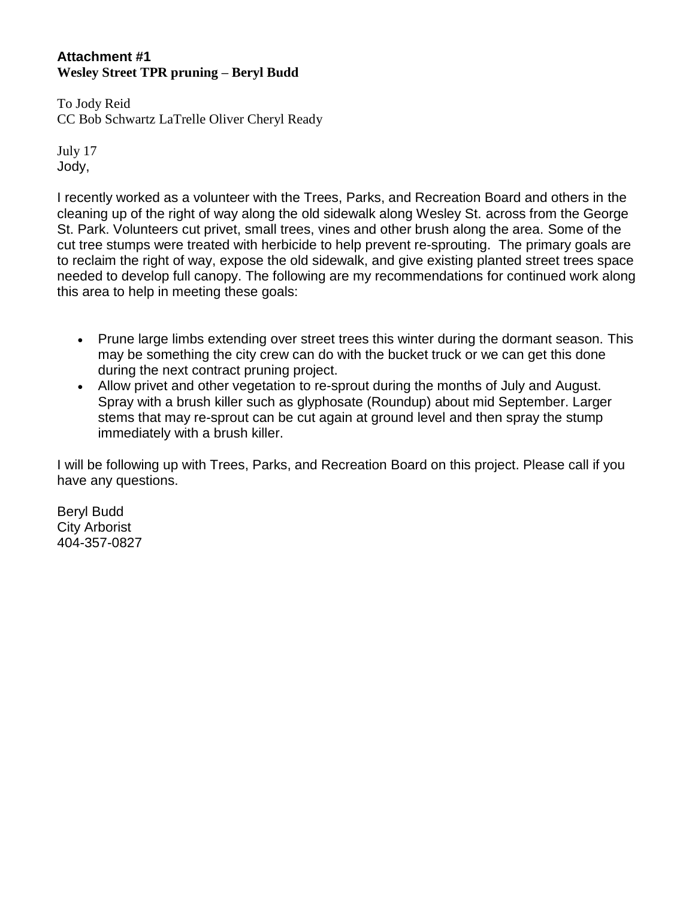**Attachment #1**
**Wesley Street TPR pruning – Beryl Budd**

To Jody Reid
CC Bob Schwartz LaTrelle Oliver Cheryl Ready

July 17
Jody,

I recently worked as a volunteer with the Trees, Parks, and Recreation Board and others in the cleaning up of the right of way along the old sidewalk along Wesley St. across from the George St. Park. Volunteers cut privet, small trees, vines and other brush along the area. Some of the cut tree stumps were treated with herbicide to help prevent re-sprouting. The primary goals are to reclaim the right of way, expose the old sidewalk, and give existing planted street trees space needed to develop full canopy. The following are my recommendations for continued work along this area to help in meeting these goals:

- Prune large limbs extending over street trees this winter during the dormant season. This may be something the city crew can do with the bucket truck or we can get this done during the next contract pruning project.
- Allow privet and other vegetation to re-sprout during the months of July and August. Spray with a brush killer such as glyphosate (Roundup) about mid September. Larger stems that may re-sprout can be cut again at ground level and then spray the stump immediately with a brush killer.

I will be following up with Trees, Parks, and Recreation Board on this project. Please call if you have any questions.

Beryl Budd
City Arborist
404-357-0827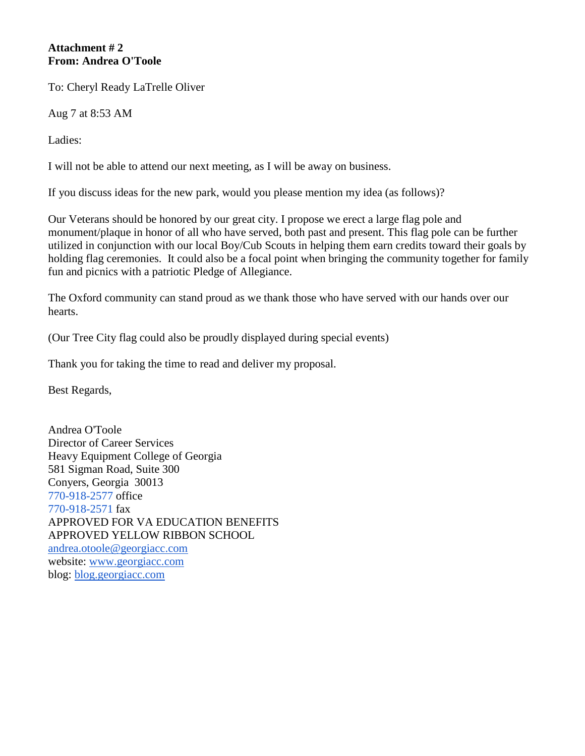**Attachment # 2**
**From: Andrea O'Toole**

To: Cheryl Ready LaTrelle Oliver

Aug 7 at 8:53 AM

Ladies:

I will not be able to attend our next meeting, as I will be away on business.

If you discuss ideas for the new park, would you please mention my idea (as follows)?

Our Veterans should be honored by our great city. I propose we erect a large flag pole and monument/plaque in honor of all who have served, both past and present. This flag pole can be further utilized in conjunction with our local Boy/Cub Scouts in helping them earn credits toward their goals by holding flag ceremonies. It could also be a focal point when bringing the community together for family fun and picnics with a patriotic Pledge of Allegiance.

The Oxford community can stand proud as we thank those who have served with our hands over our hearts.

(Our Tree City flag could also be proudly displayed during special events)

Thank you for taking the time to read and deliver my proposal.

Best Regards,

Andrea O'Toole
Director of Career Services
Heavy Equipment College of Georgia
581 Sigman Road, Suite 300
Conyers, Georgia 30013
770-918-2577 office
770-918-2571 fax
APPROVED FOR VA EDUCATION BENEFITS
APPROVED YELLOW RIBBON SCHOOL
andrea.otoole@georgiacc.com
website: www.georgiacc.com
blog: blog.georgiacc.com